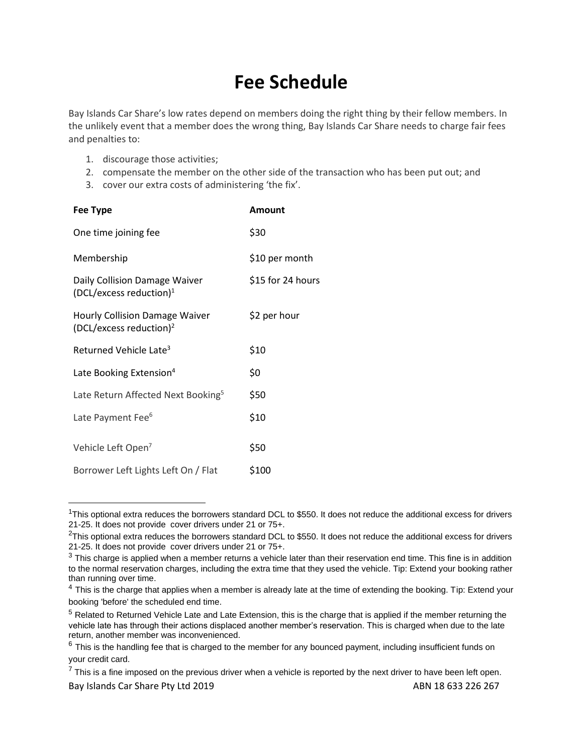# Fee Schedule

Bay Islands Car Share's low rates depend on members doing the right thing by their fellow members. In the unlikely event that a member does the wrong thing, Bay Islands Car Share needs to charge fair fees and penalties to:

1. discourage those activities;
2. compensate the member on the other side of the transaction who has been put out; and
3. cover our extra costs of administering 'the fix'.

| Fee Type | Amount |
|---|---|
| One time joining fee | $30 |
| Membership | $10 per month |
| Daily Collision Damage Waiver (DCL/excess reduction)[1] | $15 for 24 hours |
| Hourly Collision Damage Waiver (DCL/excess reduction)[2] | $2 per hour |
| Returned Vehicle Late[3] | $10 |
| Late Booking Extension[4] | $0 |
| Late Return Affected Next Booking[5] | $50 |
| Late Payment Fee[6] | $10 |
| Vehicle Left Open[7] | $50 |
| Borrower Left Lights Left On / Flat | $100 |

[1] This optional extra reduces the borrowers standard DCL to $550. It does not reduce the additional excess for drivers 21-25. It does not provide cover drivers under 21 or 75+.

[2] This optional extra reduces the borrowers standard DCL to $550. It does not reduce the additional excess for drivers 21-25. It does not provide cover drivers under 21 or 75+.

[3] This charge is applied when a member returns a vehicle later than their reservation end time. This fine is in addition to the normal reservation charges, including the extra time that they used the vehicle. Tip: Extend your booking rather than running over time.

[4] This is the charge that applies when a member is already late at the time of extending the booking. Tip: Extend your booking 'before' the scheduled end time.

[5] Related to Returned Vehicle Late and Late Extension, this is the charge that is applied if the member returning the vehicle late has through their actions displaced another member's reservation. This is charged when due to the late return, another member was inconvenienced.

[6] This is the handling fee that is charged to the member for any bounced payment, including insufficient funds on your credit card.

[7] This is a fine imposed on the previous driver when a vehicle is reported by the next driver to have been left open.

Bay Islands Car Share Pty Ltd 2019 ABN 18 633 226 267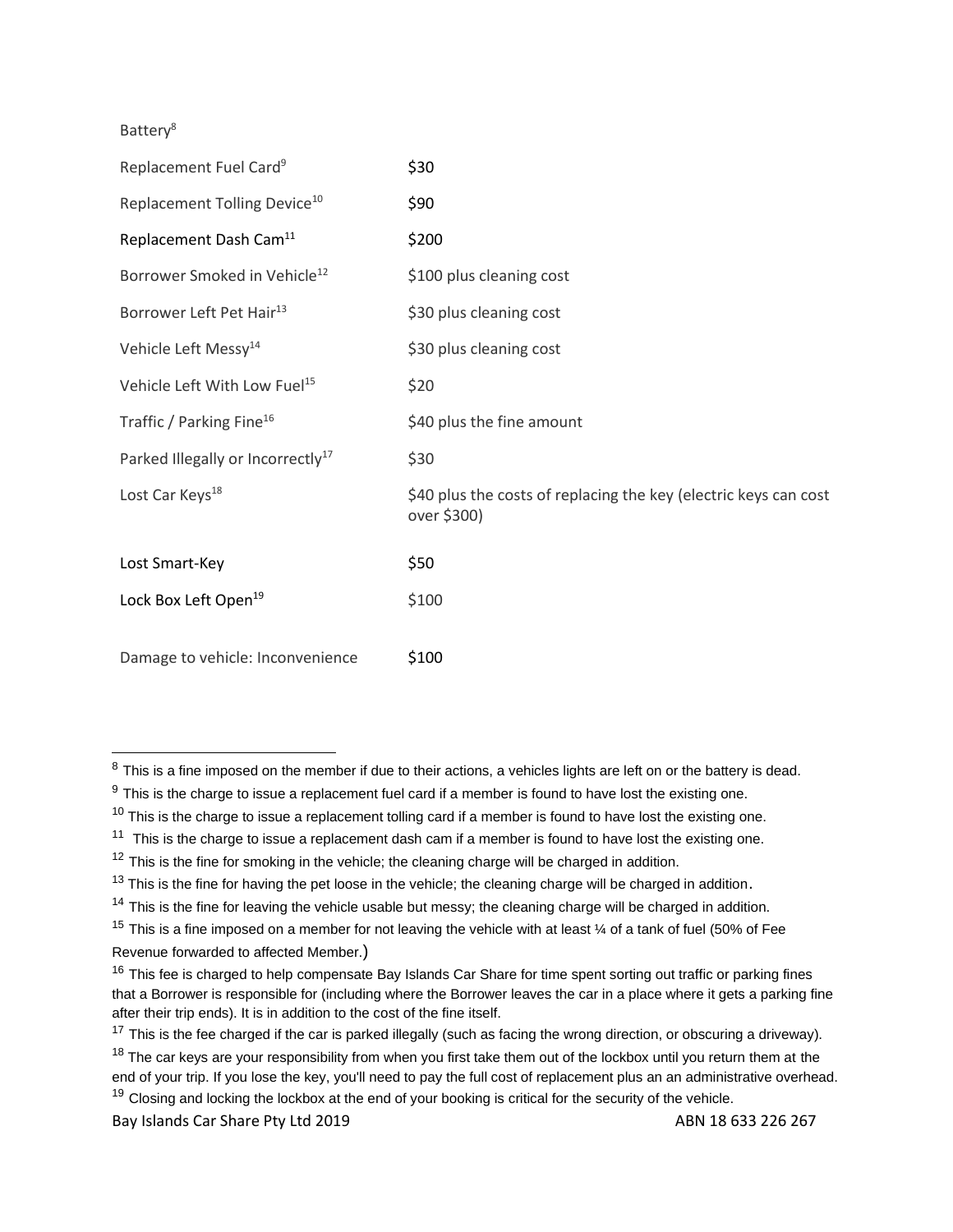| | |
|---|---|
| Battery[8] | |
| Replacement Fuel Card[9] | $30 |
| Replacement Tolling Device[10] | $90 |
| Replacement Dash Cam[11] | $200 |
| Borrower Smoked in Vehicle[12] | $100 plus cleaning cost |
| Borrower Left Pet Hair[13] | $30 plus cleaning cost |
| Vehicle Left Messy[14] | $30 plus cleaning cost |
| Vehicle Left With Low Fuel[15] | $20 |
| Traffic / Parking Fine[16] | $40 plus the fine amount |
| Parked Illegally or Incorrectly[17] | $30 |
| Lost Car Keys[18] | $40 plus the costs of replacing the key (electric keys can cost over $300) |
| Lost Smart-Key | $50 |
| Lock Box Left Open[19] | $100 |
| Damage to vehicle: Inconvenience | $100 |

---

[8] This is a fine imposed on the member if due to their actions, a vehicles lights are left on or the battery is dead.

[9] This is the charge to issue a replacement fuel card if a member is found to have lost the existing one.

[10] This is the charge to issue a replacement tolling card if a member is found to have lost the existing one.

[11] This is the charge to issue a replacement dash cam if a member is found to have lost the existing one.

[12] This is the fine for smoking in the vehicle; the cleaning charge will be charged in addition.

[13] This is the fine for having the pet loose in the vehicle; the cleaning charge will be charged in addition.

[14] This is the fine for leaving the vehicle usable but messy; the cleaning charge will be charged in addition.

[15] This is a fine imposed on a member for not leaving the vehicle with at least ¼ of a tank of fuel (50% of Fee Revenue forwarded to affected Member.)

[16] This fee is charged to help compensate Bay Islands Car Share for time spent sorting out traffic or parking fines that a Borrower is responsible for (including where the Borrower leaves the car in a place where it gets a parking fine after their trip ends). It is in addition to the cost of the fine itself.

[17] This is the fee charged if the car is parked illegally (such as facing the wrong direction, or obscuring a driveway).

[18] The car keys are your responsibility from when you first take them out of the lockbox until you return them at the end of your trip. If you lose the key, you'll need to pay the full cost of replacement plus an an administrative overhead.

[19] Closing and locking the lockbox at the end of your booking is critical for the security of the vehicle.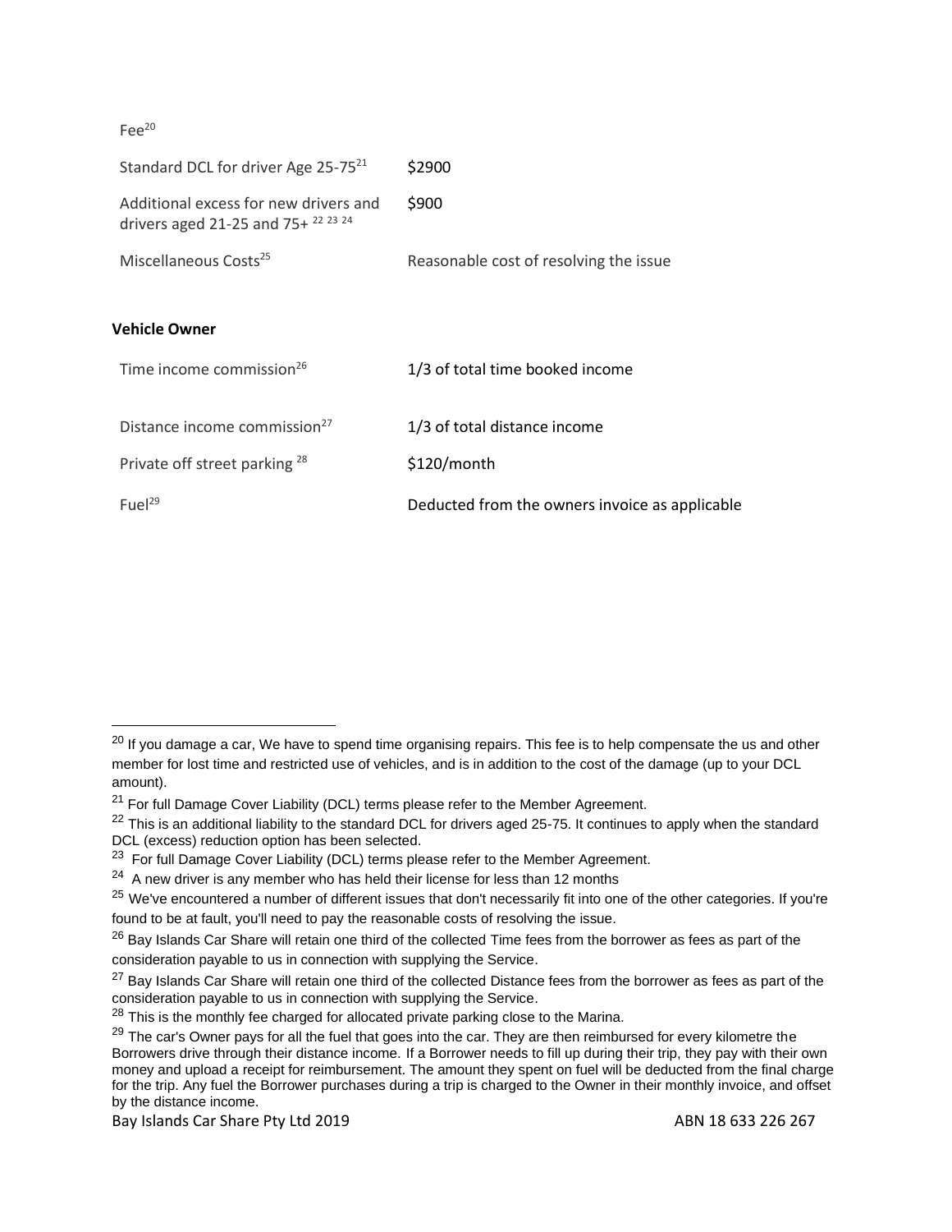| | |
|---|---|
| Fee[20] | |
| Standard DCL for driver Age 25-75[21] | $2900 |
| Additional excess for new drivers and drivers aged 21-25 and 75+ [22 23 24] | $900 |
| Miscellaneous Costs[25] | Reasonable cost of resolving the issue |

**Vehicle Owner**

| | |
|---|---|
| Time income commission[26] | 1/3 of total time booked income |
| Distance income commission[27] | 1/3 of total distance income |
| Private off street parking [28] | $120/month |
| Fuel[29] | Deducted from the owners invoice as applicable |

[20] If you damage a car, We have to spend time organising repairs. This fee is to help compensate the us and other member for lost time and restricted use of vehicles, and is in addition to the cost of the damage (up to your DCL amount).

[21] For full Damage Cover Liability (DCL) terms please refer to the Member Agreement.

[22] This is an additional liability to the standard DCL for drivers aged 25-75. It continues to apply when the standard DCL (excess) reduction option has been selected.

[23] For full Damage Cover Liability (DCL) terms please refer to the Member Agreement.

[24] A new driver is any member who has held their license for less than 12 months

[25] We've encountered a number of different issues that don't necessarily fit into one of the other categories. If you're found to be at fault, you'll need to pay the reasonable costs of resolving the issue.

[26] Bay Islands Car Share will retain one third of the collected Time fees from the borrower as fees as part of the consideration payable to us in connection with supplying the Service.

[27] Bay Islands Car Share will retain one third of the collected Distance fees from the borrower as fees as part of the consideration payable to us in connection with supplying the Service.

[28] This is the monthly fee charged for allocated private parking close to the Marina.

[29] The car's Owner pays for all the fuel that goes into the car. They are then reimbursed for every kilometre the Borrowers drive through their distance income. If a Borrower needs to fill up during their trip, they pay with their own money and upload a receipt for reimbursement. The amount they spent on fuel will be deducted from the final charge for the trip. Any fuel the Borrower purchases during a trip is charged to the Owner in their monthly invoice, and offset by the distance income.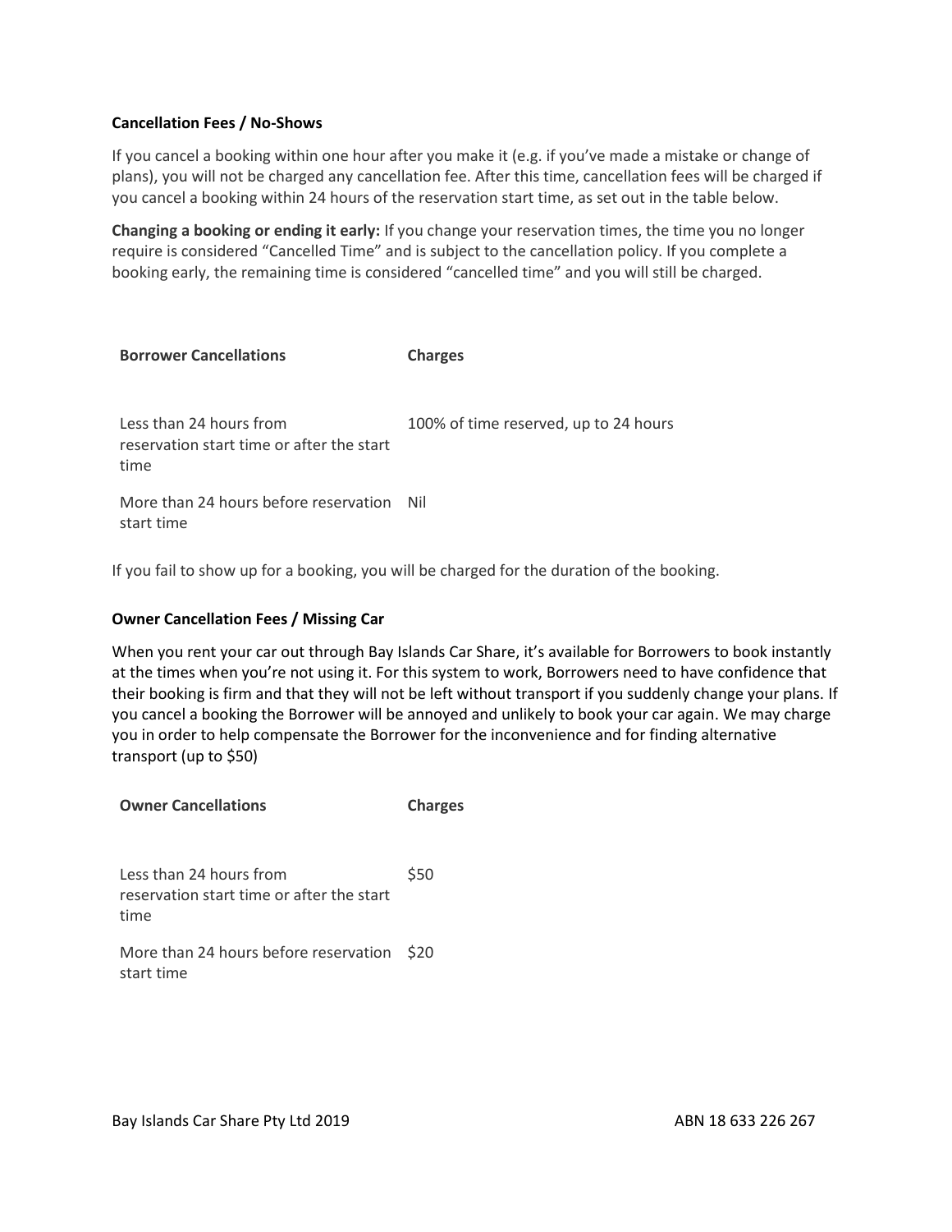**Cancellation Fees / No-Shows**

If you cancel a booking within one hour after you make it (e.g. if you've made a mistake or change of plans), you will not be charged any cancellation fee. After this time, cancellation fees will be charged if you cancel a booking within 24 hours of the reservation start time, as set out in the table below.

**Changing a booking or ending it early:** If you change your reservation times, the time you no longer require is considered "Cancelled Time" and is subject to the cancellation policy. If you complete a booking early, the remaining time is considered "cancelled time" and you will still be charged.

| Borrower Cancellations | Charges |
| --- | --- |
| Less than 24 hours from reservation start time or after the start time | 100% of time reserved, up to 24 hours |
| More than 24 hours before reservation start time | Nil |

If you fail to show up for a booking, you will be charged for the duration of the booking.

**Owner Cancellation Fees / Missing Car**

When you rent your car out through Bay Islands Car Share, it's available for Borrowers to book instantly at the times when you're not using it. For this system to work, Borrowers need to have confidence that their booking is firm and that they will not be left without transport if you suddenly change your plans. If you cancel a booking the Borrower will be annoyed and unlikely to book your car again. We may charge you in order to help compensate the Borrower for the inconvenience and for finding alternative transport (up to $50)

| Owner Cancellations | Charges |
| --- | --- |
| Less than 24 hours from reservation start time or after the start time | $50 |
| More than 24 hours before reservation start time | $20 |